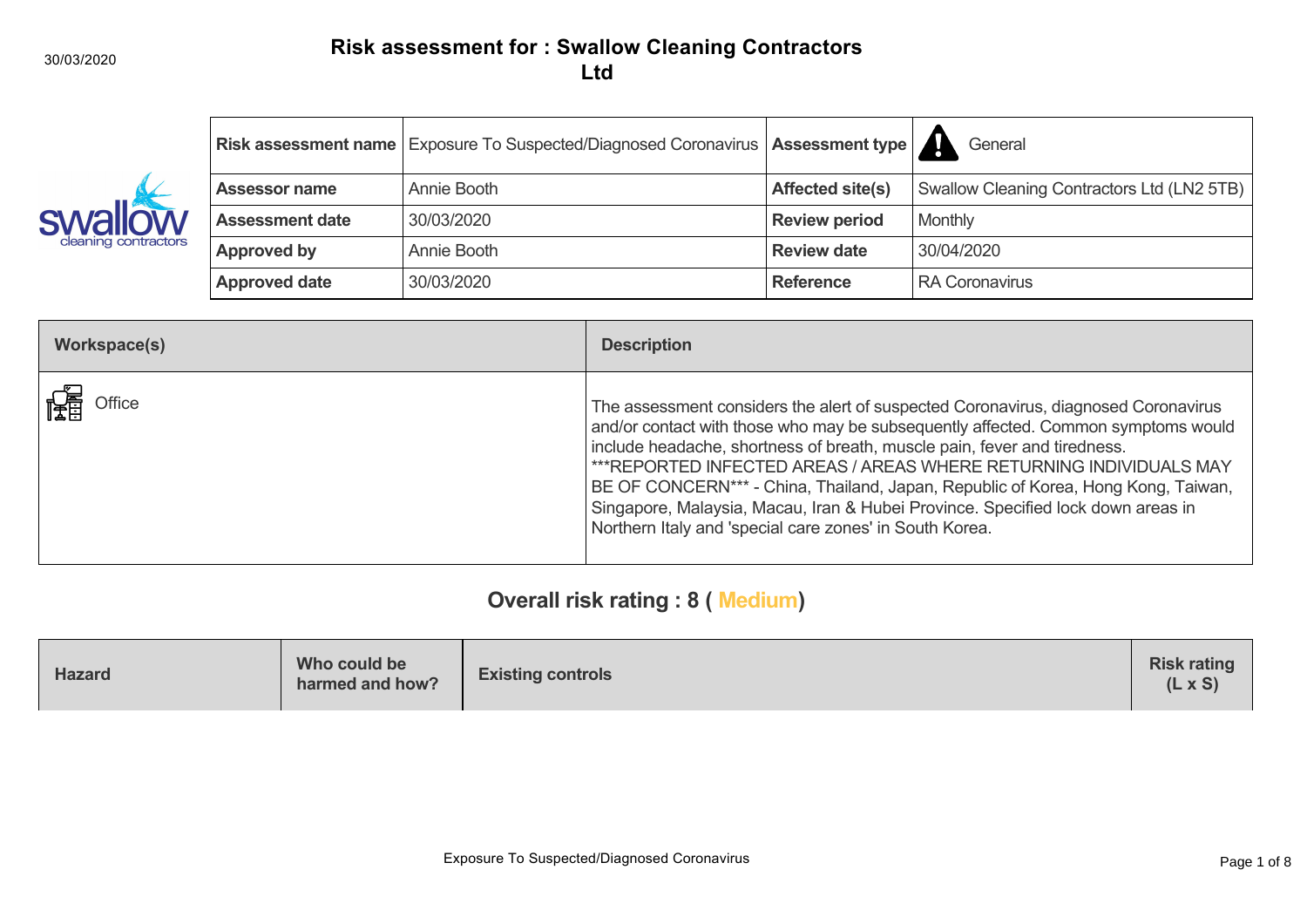30/03/2020

# Risk assessment for : Swallow Cleaning Contractors Ltd

| Risk assessment name | Exposure To Suspected/Diagnosed Coronavirus | Assessment type | General |
| --- | --- | --- | --- |
| Assessor name | Annie Booth | Affected site(s) | Swallow Cleaning Contractors Ltd (LN2 5TB) |
| Assessment date | 30/03/2020 | Review period | Monthly |
| Approved by | Annie Booth | Review date | 30/04/2020 |
| Approved date | 30/03/2020 | Reference | RA Coronavirus |

| Workspace(s) | Description |
| --- | --- |
| Office | The assessment considers the alert of suspected Coronavirus, diagnosed Coronavirus and/or contact with those who may be subsequently affected. Common symptoms would include headache, shortness of breath, muscle pain, fever and tiredness. ***REPORTED INFECTED AREAS / AREAS WHERE RETURNING INDIVIDUALS MAY BE OF CONCERN*** - China, Thailand, Japan, Republic of Korea, Hong Kong, Taiwan, Singapore, Malaysia, Macau, Iran & Hubei Province. Specified lock down areas in Northern Italy and 'special care zones' in South Korea. |

## Overall risk rating : 8 ( Medium)

| Hazard | Who could be harmed and how? | Existing controls | Risk rating (L x S) |
| --- | --- | --- | --- |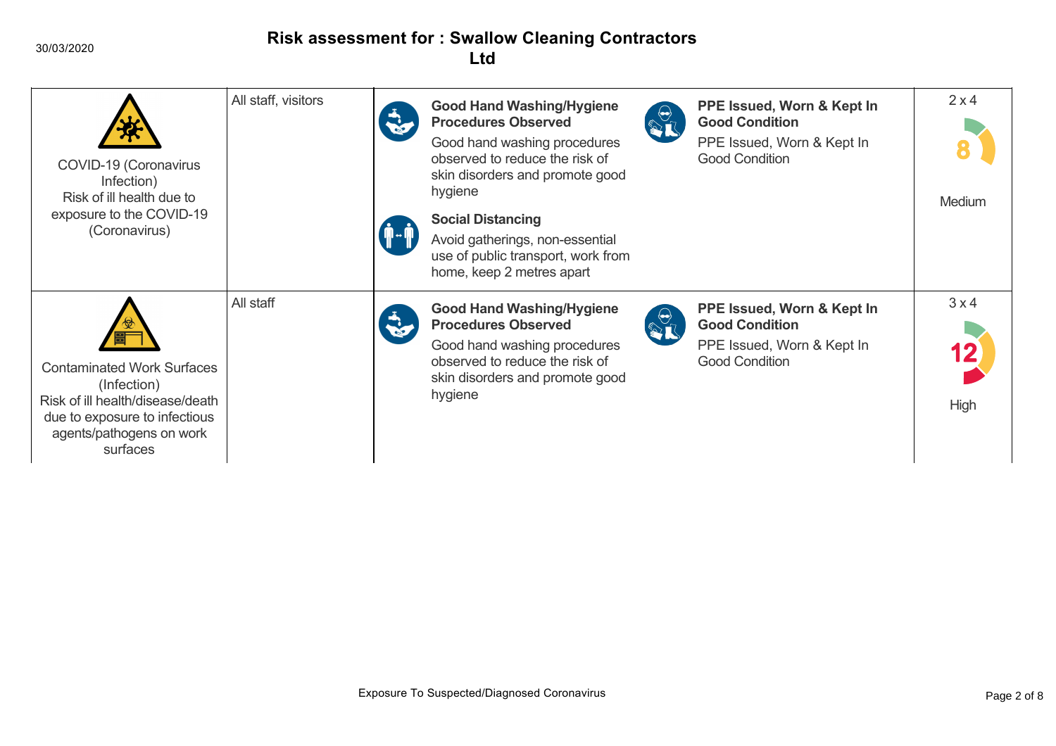# Risk assessment for : Swallow Cleaning Contractors Ltd

30/03/2020

| Hazard | Who is at risk | Control measures | | Risk rating |
|---|---|---|---|---|
| COVID-19 (Coronavirus Infection)<br>Risk of ill health due to exposure to the COVID-19 (Coronavirus) | All staff, visitors | **Good Hand Washing/Hygiene Procedures Observed**<br>Good hand washing procedures observed to reduce the risk of skin disorders and promote good hygiene<br><br>**Social Distancing**<br>Avoid gatherings, non-essential use of public transport, work from home, keep 2 metres apart | **PPE Issued, Worn & Kept In Good Condition**<br>PPE Issued, Worn & Kept In Good Condition | 2 x 4<br>8<br>Medium |
| Contaminated Work Surfaces (Infection)<br>Risk of ill health/disease/death due to exposure to infectious agents/pathogens on work surfaces | All staff | **Good Hand Washing/Hygiene Procedures Observed**<br>Good hand washing procedures observed to reduce the risk of skin disorders and promote good hygiene | **PPE Issued, Worn & Kept In Good Condition**<br>PPE Issued, Worn & Kept In Good Condition | 3 x 4<br>12<br>High |

Exposure To Suspected/Diagnosed Coronavirus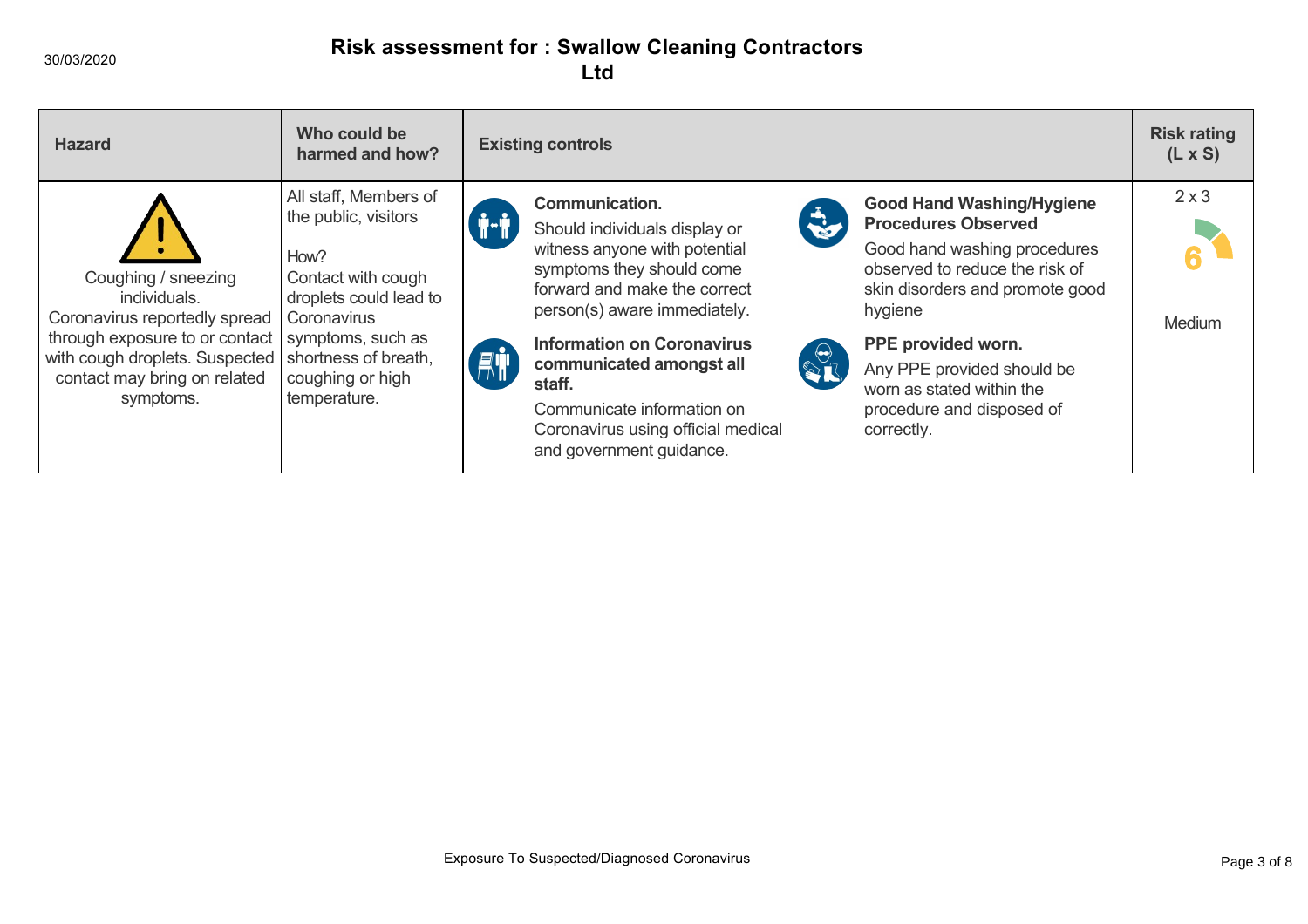30/03/2020

# Risk assessment for : Swallow Cleaning Contractors Ltd

| Hazard | Who could be harmed and how? | Existing controls | Risk rating (L x S) |
|---|---|---|---|
| Coughing / sneezing individuals. Coronavirus reportedly spread through exposure to or contact with cough droplets. Suspected contact may bring on related symptoms. | All staff, Members of the public, visitors<br><br>How?<br>Contact with cough droplets could lead to Coronavirus symptoms, such as shortness of breath, coughing or high temperature. | **Communication.**<br>Should individuals display or witness anyone with potential symptoms they should come forward and make the correct person(s) aware immediately.<br><br>**Information on Coronavirus communicated amongst all staff.**<br>Communicate information on Coronavirus using official medical and government guidance.<br><br>**Good Hand Washing/Hygiene Procedures Observed**<br>Good hand washing procedures observed to reduce the risk of skin disorders and promote good hygiene<br><br>**PPE provided worn.**<br>Any PPE provided should be worn as stated within the procedure and disposed of correctly. | 2 x 3<br>6<br>Medium |

Exposure To Suspected/Diagnosed Coronavirus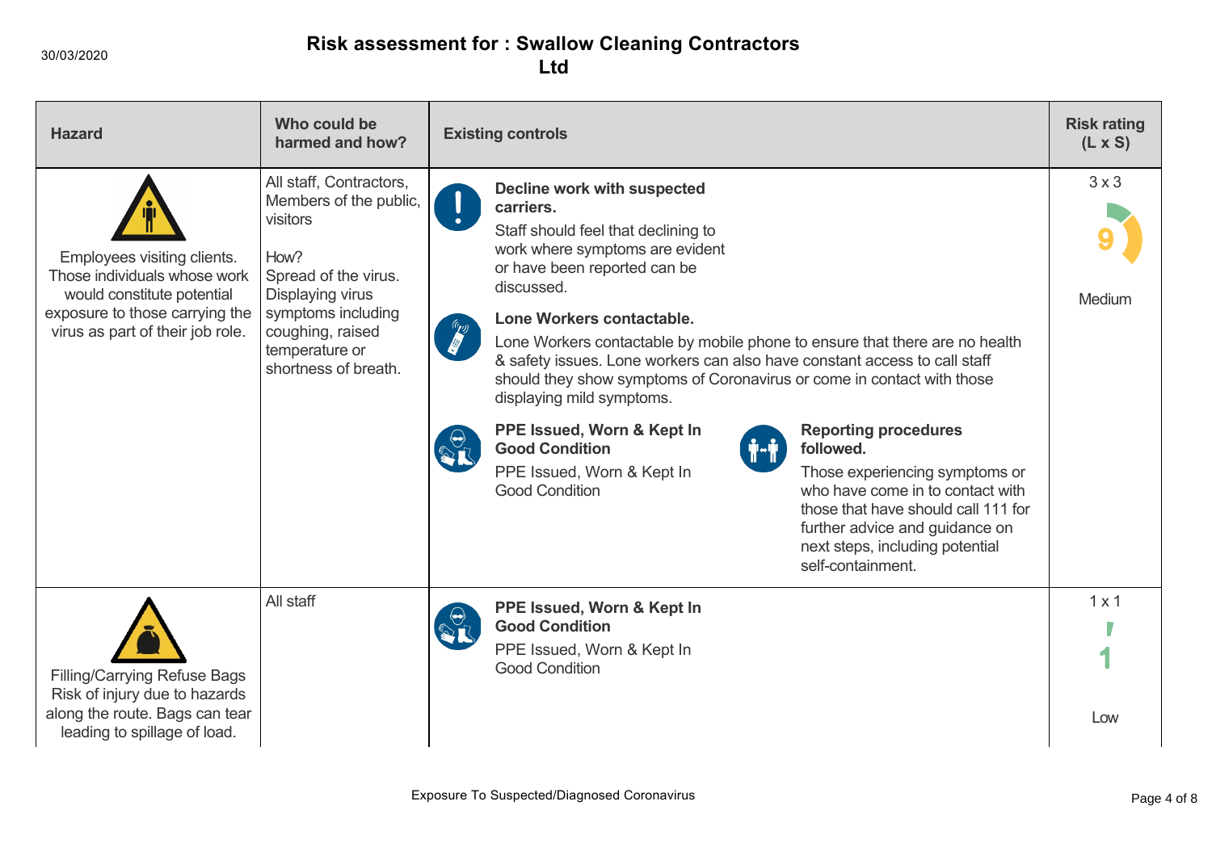30/03/2020

# Risk assessment for : Swallow Cleaning Contractors Ltd

| Hazard | Who could be harmed and how? | Existing controls | Risk rating (L x S) |
|---|---|---|---|
| Employees visiting clients. Those individuals whose work would constitute potential exposure to those carrying the virus as part of their job role. | All staff, Contractors, Members of the public, visitors<br><br>How?<br>Spread of the virus. Displaying virus symptoms including coughing, raised temperature or shortness of breath. | **Decline work with suspected carriers.**<br>Staff should feel that declining to work where symptoms are evident or have been reported can be discussed.<br><br>**Lone Workers contactable.**<br>Lone Workers contactable by mobile phone to ensure that there are no health & safety issues. Lone workers can also have constant access to call staff should they show symptoms of Coronavirus or come in contact with those displaying mild symptoms.<br><br>**PPE Issued, Worn & Kept In Good Condition**<br>PPE Issued, Worn & Kept In Good Condition<br><br>**Reporting procedures followed.**<br>Those experiencing symptoms or who have come in to contact with those that have should call 111 for further advice and guidance on next steps, including potential self-containment. | 3 x 3<br>9<br>Medium |
| Filling/Carrying Refuse Bags Risk of injury due to hazards along the route. Bags can tear leading to spillage of load. | All staff | **PPE Issued, Worn & Kept In Good Condition**<br>PPE Issued, Worn & Kept In Good Condition | 1 x 1<br>1<br>Low |

Exposure To Suspected/Diagnosed Coronavirus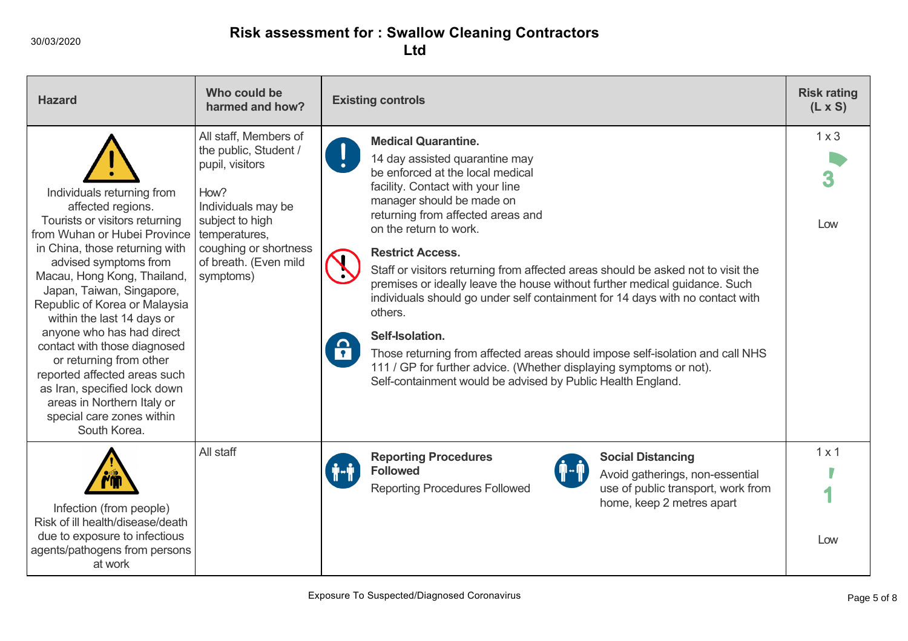30/03/2020

# Risk assessment for : Swallow Cleaning Contractors Ltd

| Hazard | Who could be harmed and how? | Existing controls | Risk rating (L x S) |
|---|---|---|---|
| Individuals returning from affected regions. Tourists or visitors returning from Wuhan or Hubei Province in China, those returning with advised symptoms from Macau, Hong Kong, Thailand, Japan, Taiwan, Singapore, Republic of Korea or Malaysia within the last 14 days or anyone who has had direct contact with those diagnosed or returning from other reported affected areas such as Iran, specified lock down areas in Northern Italy or special care zones within South Korea. | All staff, Members of the public, Student / pupil, visitors<br><br>How?<br>Individuals may be subject to high temperatures, coughing or shortness of breath. (Even mild symptoms) | **Medical Quarantine.**<br>14 day assisted quarantine may be enforced at the local medical facility. Contact with your line manager should be made on returning from affected areas and on the return to work.<br><br>**Restrict Access.**<br>Staff or visitors returning from affected areas should be asked not to visit the premises or ideally leave the house without further medical guidance. Such individuals should go under self containment for 14 days with no contact with others.<br><br>**Self-Isolation.**<br>Those returning from affected areas should impose self-isolation and call NHS 111 / GP for further advice. (Whether displaying symptoms or not). Self-containment would be advised by Public Health England. | 1 x 3<br>3<br>Low |
| Infection (from people)<br>Risk of ill health/disease/death due to exposure to infectious agents/pathogens from persons at work | All staff | **Reporting Procedures Followed**<br>Reporting Procedures Followed<br><br>**Social Distancing**<br>Avoid gatherings, non-essential use of public transport, work from home, keep 2 metres apart | 1 x 1<br>1<br>Low |

Exposure To Suspected/Diagnosed Coronavirus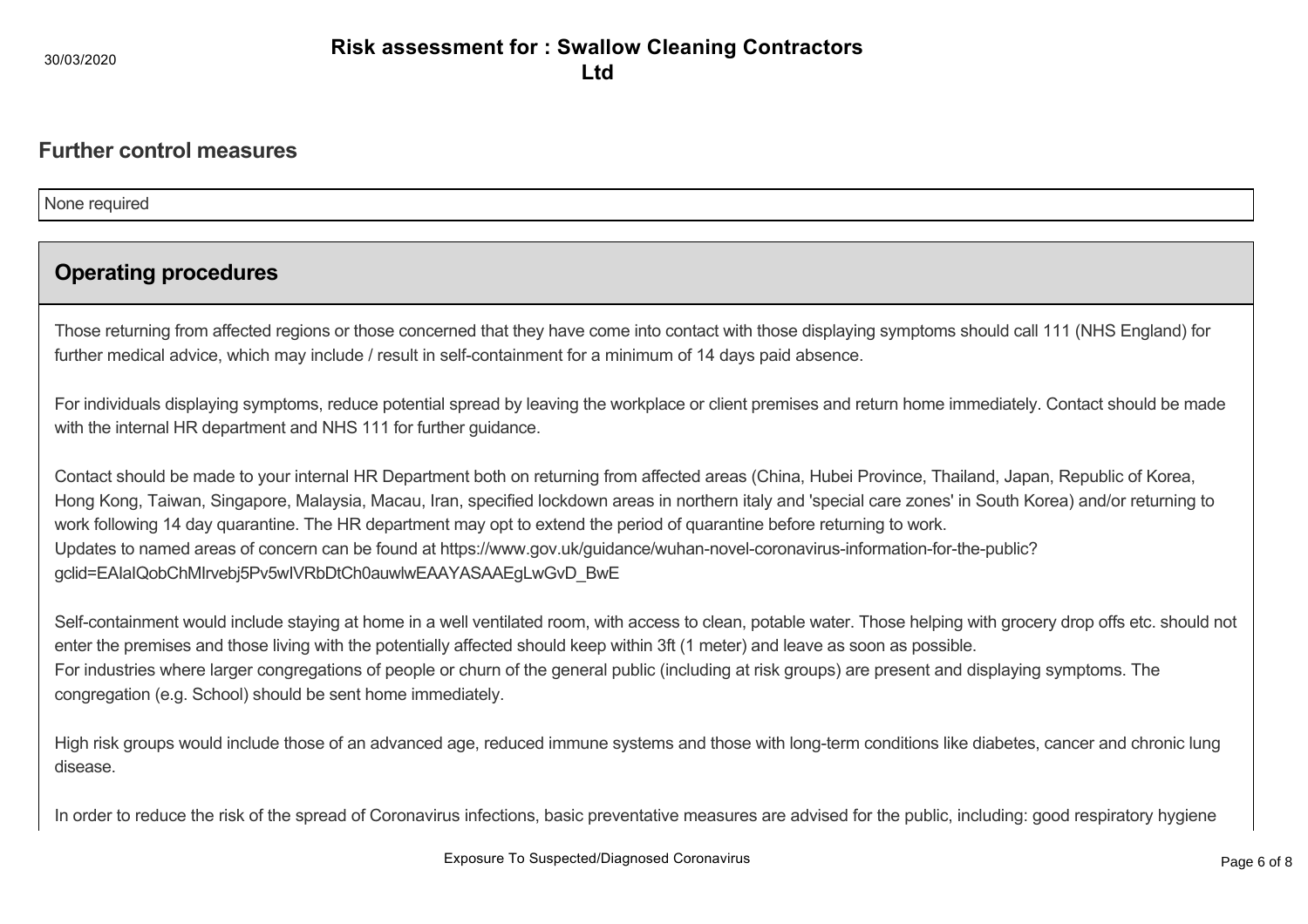## Further control measures

None required

## Operating procedures

Those returning from affected regions or those concerned that they have come into contact with those displaying symptoms should call 111 (NHS England) for further medical advice, which may include / result in self-containment for a minimum of 14 days paid absence.

For individuals displaying symptoms, reduce potential spread by leaving the workplace or client premises and return home immediately. Contact should be made with the internal HR department and NHS 111 for further guidance.

Contact should be made to your internal HR Department both on returning from affected areas (China, Hubei Province, Thailand, Japan, Republic of Korea, Hong Kong, Taiwan, Singapore, Malaysia, Macau, Iran, specified lockdown areas in northern italy and 'special care zones' in South Korea) and/or returning to work following 14 day quarantine. The HR department may opt to extend the period of quarantine before returning to work.
Updates to named areas of concern can be found at https://www.gov.uk/guidance/wuhan-novel-coronavirus-information-for-the-public?gclid=EAIaIQobChMIrvebj5Pv5wIVRbDtCh0auwlwEAAYASAAEgLwGvD_BwE

Self-containment would include staying at home in a well ventilated room, with access to clean, potable water. Those helping with grocery drop offs etc. should not enter the premises and those living with the potentially affected should keep within 3ft (1 meter) and leave as soon as possible.
For industries where larger congregations of people or churn of the general public (including at risk groups) are present and displaying symptoms. The congregation (e.g. School) should be sent home immediately.

High risk groups would include those of an advanced age, reduced immune systems and those with long-term conditions like diabetes, cancer and chronic lung disease.

In order to reduce the risk of the spread of Coronavirus infections, basic preventative measures are advised for the public, including: good respiratory hygiene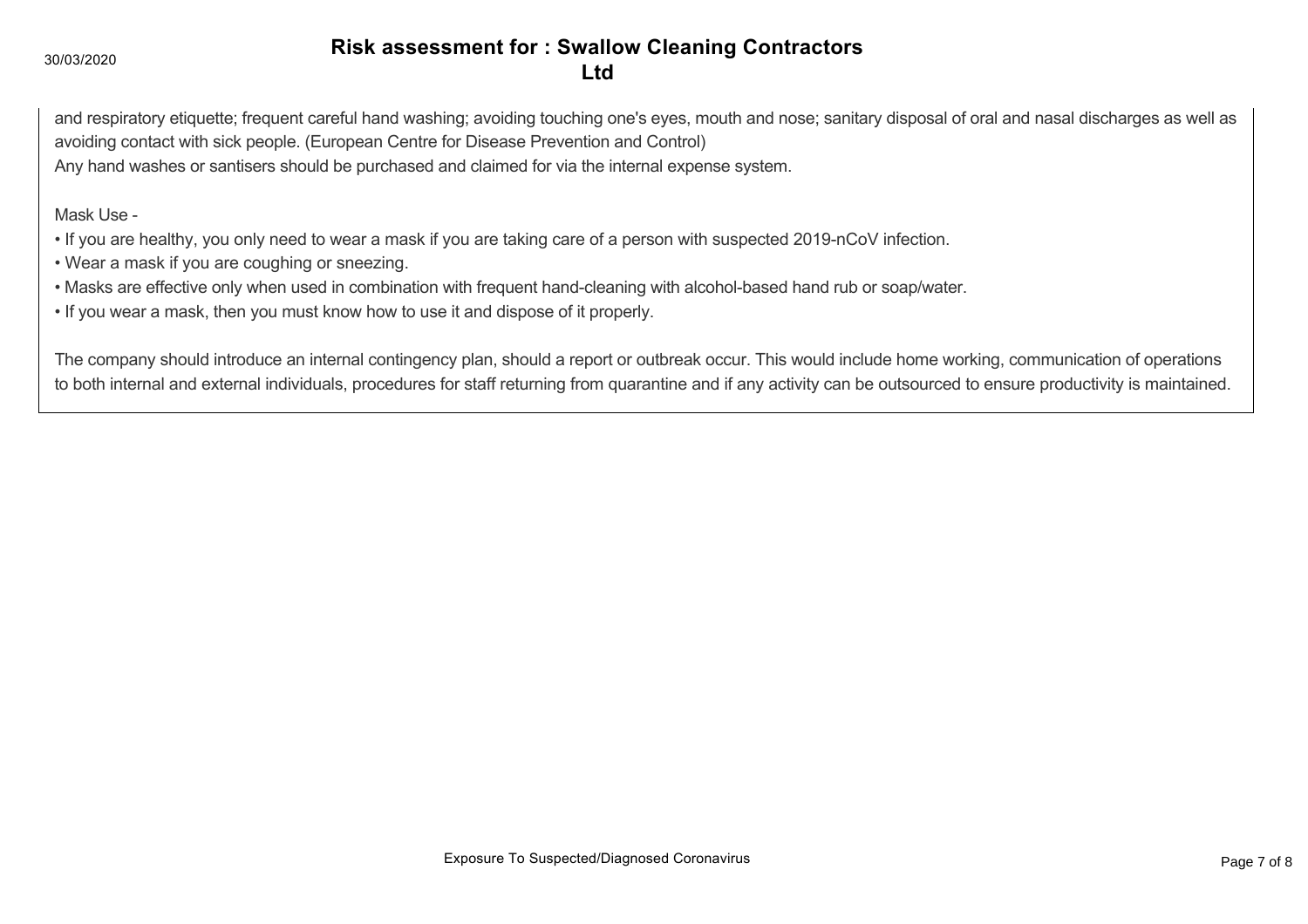and respiratory etiquette; frequent careful hand washing; avoiding touching one's eyes, mouth and nose; sanitary disposal of oral and nasal discharges as well as avoiding contact with sick people. (European Centre for Disease Prevention and Control)
Any hand washes or santisers should be purchased and claimed for via the internal expense system.

Mask Use -

- If you are healthy, you only need to wear a mask if you are taking care of a person with suspected 2019-nCoV infection.
- Wear a mask if you are coughing or sneezing.
- Masks are effective only when used in combination with frequent hand-cleaning with alcohol-based hand rub or soap/water.
- If you wear a mask, then you must know how to use it and dispose of it properly.

The company should introduce an internal contingency plan, should a report or outbreak occur. This would include home working, communication of operations to both internal and external individuals, procedures for staff returning from quarantine and if any activity can be outsourced to ensure productivity is maintained.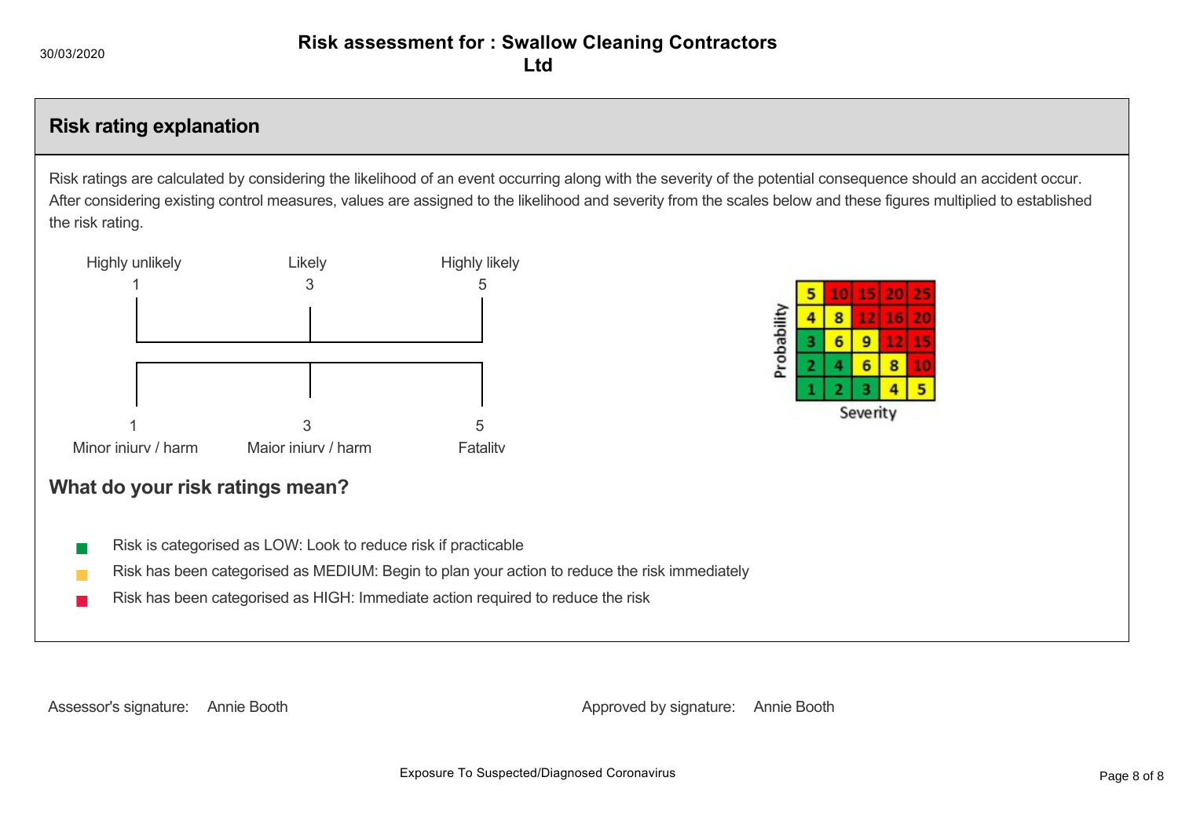30/03/2020

# Risk assessment for : Swallow Cleaning Contractors Ltd

## Risk rating explanation

Risk ratings are calculated by considering the likelihood of an event occurring along with the severity of the potential consequence should an accident occur. After considering existing control measures, values are assigned to the likelihood and severity from the scales below and these figures multiplied to established the risk rating.

Highly unlikely 1
Likely 3
Highly likely 5

1 Minor injury / harm
3 Major injury / harm
5 Fatality

Probability
5 10 15 20 25
4 8 12 16 20
3 6 9 12 15
2 4 6 8 10
1 2 3 4 5
Severity

### What do your risk ratings mean?

- Risk is categorised as LOW: Look to reduce risk if practicable
- Risk has been categorised as MEDIUM: Begin to plan your action to reduce the risk immediately
- Risk has been categorised as HIGH: Immediate action required to reduce the risk

Assessor's signature: Annie Booth

Approved by signature: Annie Booth

Exposure To Suspected/Diagnosed Coronavirus